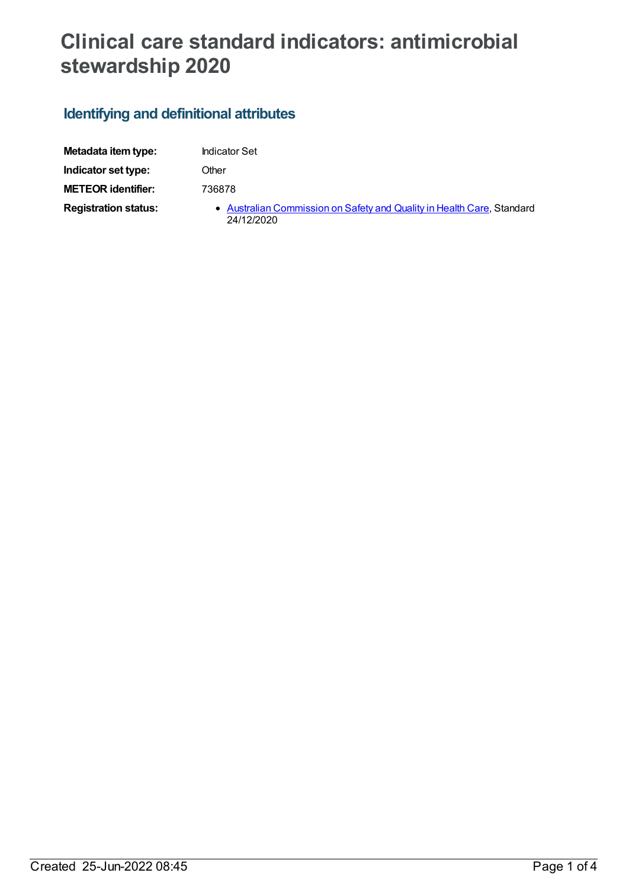# Clinical care standard indicators: antimicrobial stewardship 2020

## Identifying and definitional attributes

| | |
|---|---|
| **Metadata item type:** | Indicator Set |
| **Indicator set type:** | Other |
| **METEOR identifier:** | 736878 |
| **Registration status:** | • Australian Commission on Safety and Quality in Health Care, Standard 24/12/2020 |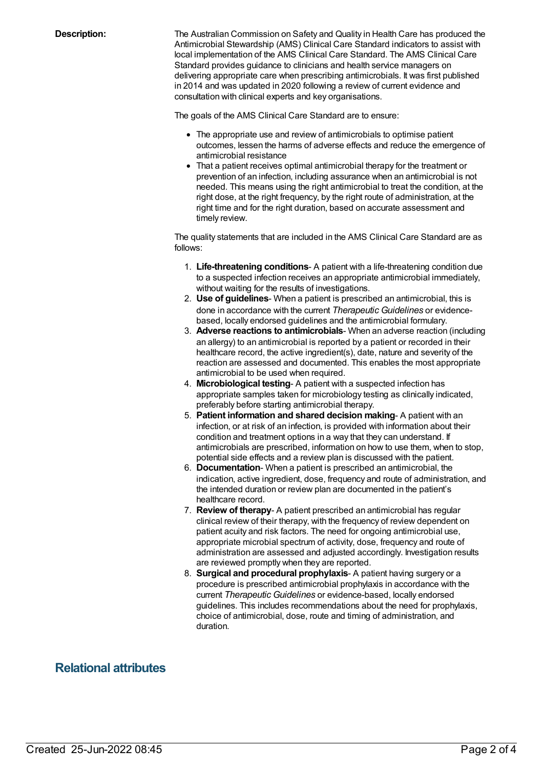**Description:**

The Australian Commission on Safety and Quality in Health Care has produced the Antimicrobial Stewardship (AMS) Clinical Care Standard indicators to assist with local implementation of the AMS Clinical Care Standard. The AMS Clinical Care Standard provides guidance to clinicians and health service managers on delivering appropriate care when prescribing antimicrobials. It was first published in 2014 and was updated in 2020 following a review of current evidence and consultation with clinical experts and key organisations.

The goals of the AMS Clinical Care Standard are to ensure:

- The appropriate use and review of antimicrobials to optimise patient outcomes, lessen the harms of adverse effects and reduce the emergence of antimicrobial resistance
- That a patient receives optimal antimicrobial therapy for the treatment or prevention of an infection, including assurance when an antimicrobial is not needed. This means using the right antimicrobial to treat the condition, at the right dose, at the right frequency, by the right route of administration, at the right time and for the right duration, based on accurate assessment and timely review.

The quality statements that are included in the AMS Clinical Care Standard are as follows:

1. **Life-threatening conditions**- A patient with a life-threatening condition due to a suspected infection receives an appropriate antimicrobial immediately, without waiting for the results of investigations.
2. **Use of guidelines**- When a patient is prescribed an antimicrobial, this is done in accordance with the current *Therapeutic Guidelines* or evidence-based, locally endorsed guidelines and the antimicrobial formulary.
3. **Adverse reactions to antimicrobials**- When an adverse reaction (including an allergy) to an antimicrobial is reported by a patient or recorded in their healthcare record, the active ingredient(s), date, nature and severity of the reaction are assessed and documented. This enables the most appropriate antimicrobial to be used when required.
4. **Microbiological testing**- A patient with a suspected infection has appropriate samples taken for microbiology testing as clinically indicated, preferably before starting antimicrobial therapy.
5. **Patient information and shared decision making**- A patient with an infection, or at risk of an infection, is provided with information about their condition and treatment options in a way that they can understand. If antimicrobials are prescribed, information on how to use them, when to stop, potential side effects and a review plan is discussed with the patient.
6. **Documentation**- When a patient is prescribed an antimicrobial, the indication, active ingredient, dose, frequency and route of administration, and the intended duration or review plan are documented in the patient's healthcare record.
7. **Review of therapy**- A patient prescribed an antimicrobial has regular clinical review of their therapy, with the frequency of review dependent on patient acuity and risk factors. The need for ongoing antimicrobial use, appropriate microbial spectrum of activity, dose, frequency and route of administration are assessed and adjusted accordingly. Investigation results are reviewed promptly when they are reported.
8. **Surgical and procedural prophylaxis**- A patient having surgery or a procedure is prescribed antimicrobial prophylaxis in accordance with the current *Therapeutic Guidelines* or evidence-based, locally endorsed guidelines. This includes recommendations about the need for prophylaxis, choice of antimicrobial, dose, route and timing of administration, and duration.

## Relational attributes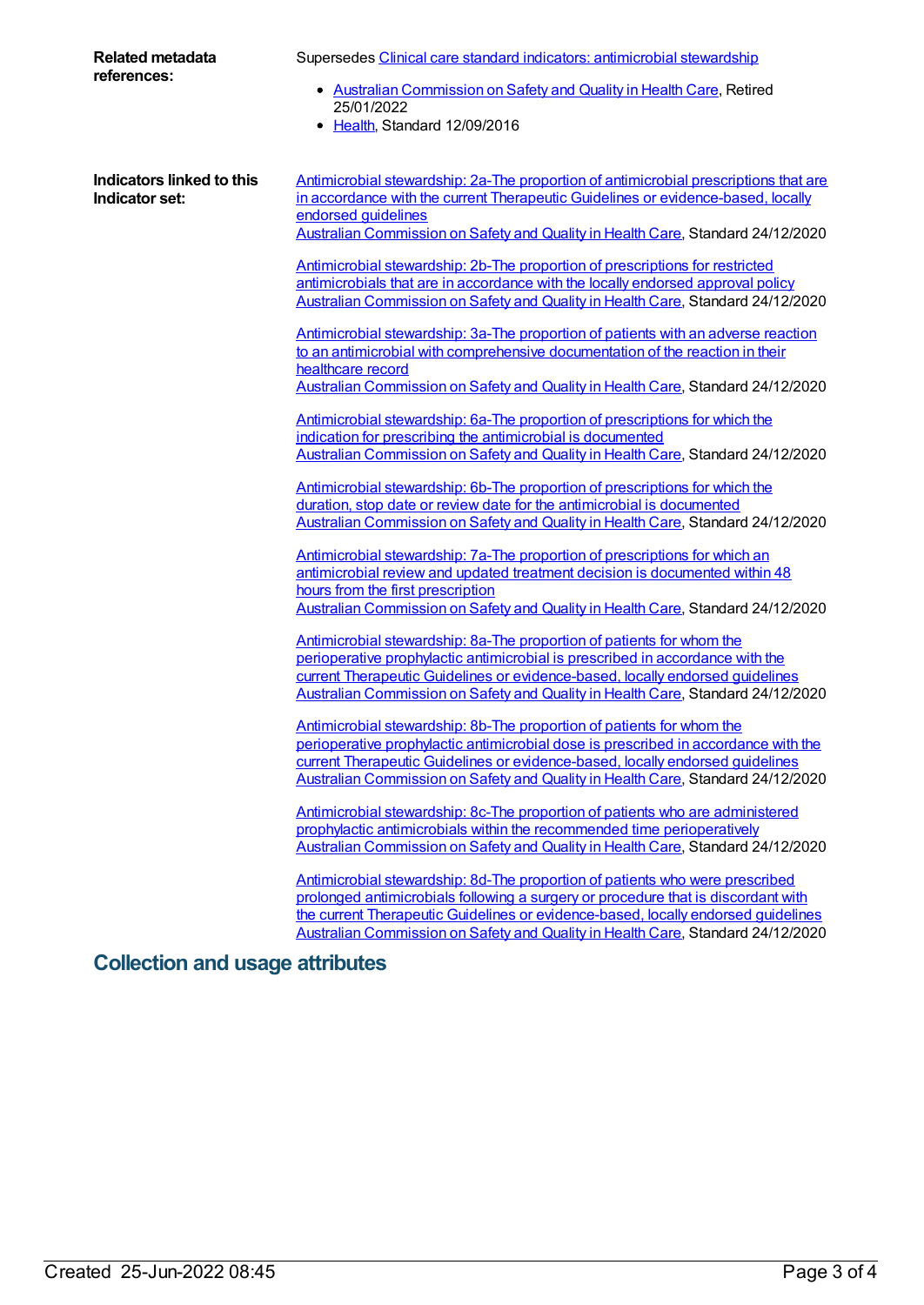**Related metadata references:**

Supersedes Clinical care standard indicators: antimicrobial stewardship

- Australian Commission on Safety and Quality in Health Care, Retired 25/01/2022
- Health, Standard 12/09/2016

**Indicators linked to this Indicator set:**

Antimicrobial stewardship: 2a-The proportion of antimicrobial prescriptions that are in accordance with the current Therapeutic Guidelines or evidence-based, locally endorsed guidelines
Australian Commission on Safety and Quality in Health Care, Standard 24/12/2020

Antimicrobial stewardship: 2b-The proportion of prescriptions for restricted antimicrobials that are in accordance with the locally endorsed approval policy
Australian Commission on Safety and Quality in Health Care, Standard 24/12/2020

Antimicrobial stewardship: 3a-The proportion of patients with an adverse reaction to an antimicrobial with comprehensive documentation of the reaction in their healthcare record
Australian Commission on Safety and Quality in Health Care, Standard 24/12/2020

Antimicrobial stewardship: 6a-The proportion of prescriptions for which the indication for prescribing the antimicrobial is documented
Australian Commission on Safety and Quality in Health Care, Standard 24/12/2020

Antimicrobial stewardship: 6b-The proportion of prescriptions for which the duration, stop date or review date for the antimicrobial is documented
Australian Commission on Safety and Quality in Health Care, Standard 24/12/2020

Antimicrobial stewardship: 7a-The proportion of prescriptions for which an antimicrobial review and updated treatment decision is documented within 48 hours from the first prescription
Australian Commission on Safety and Quality in Health Care, Standard 24/12/2020

Antimicrobial stewardship: 8a-The proportion of patients for whom the perioperative prophylactic antimicrobial is prescribed in accordance with the current Therapeutic Guidelines or evidence-based, locally endorsed guidelines
Australian Commission on Safety and Quality in Health Care, Standard 24/12/2020

Antimicrobial stewardship: 8b-The proportion of patients for whom the perioperative prophylactic antimicrobial dose is prescribed in accordance with the current Therapeutic Guidelines or evidence-based, locally endorsed guidelines
Australian Commission on Safety and Quality in Health Care, Standard 24/12/2020

Antimicrobial stewardship: 8c-The proportion of patients who are administered prophylactic antimicrobials within the recommended time perioperatively
Australian Commission on Safety and Quality in Health Care, Standard 24/12/2020

Antimicrobial stewardship: 8d-The proportion of patients who were prescribed prolonged antimicrobials following a surgery or procedure that is discordant with the current Therapeutic Guidelines or evidence-based, locally endorsed guidelines
Australian Commission on Safety and Quality in Health Care, Standard 24/12/2020

## Collection and usage attributes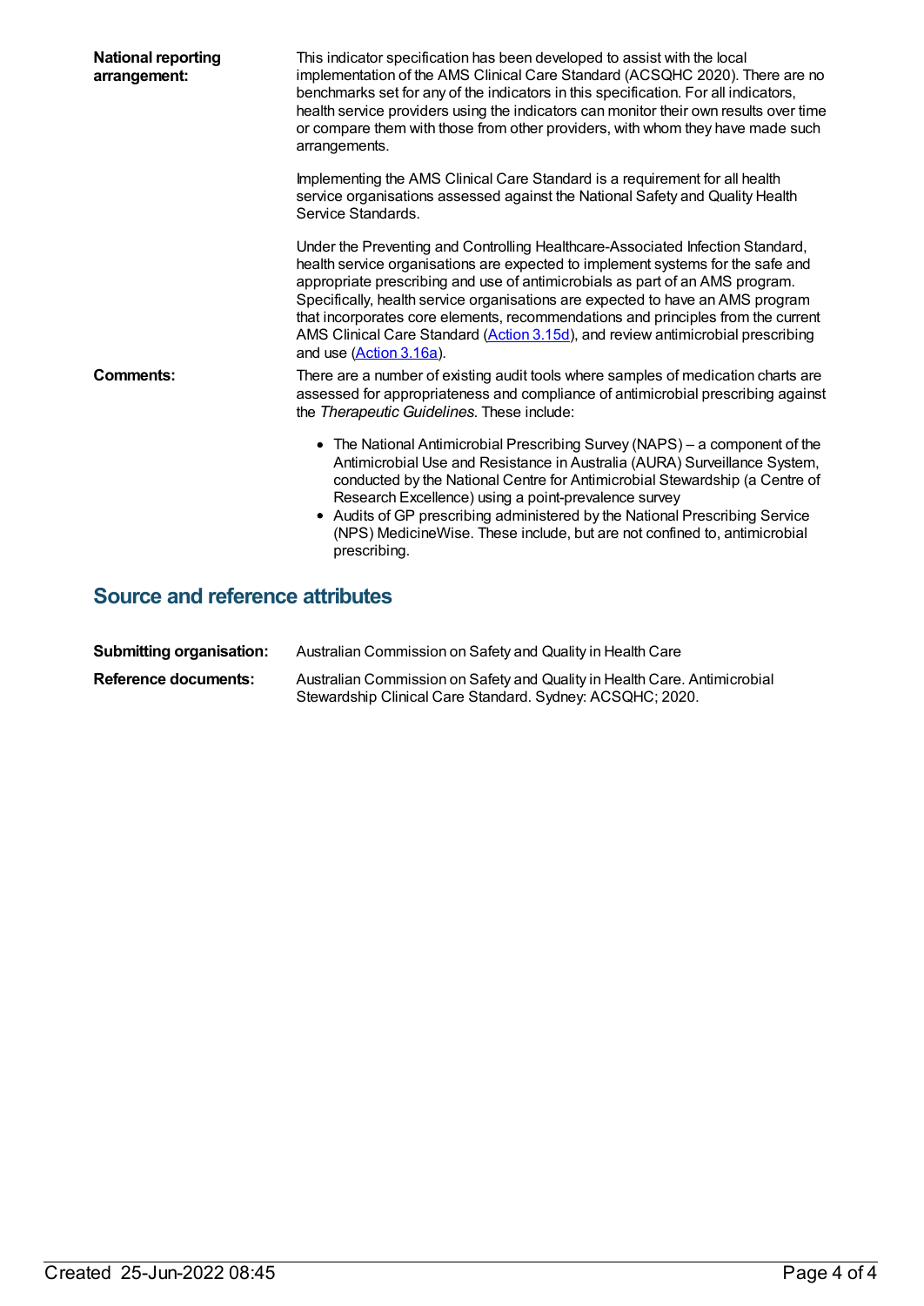**National reporting arrangement:**

This indicator specification has been developed to assist with the local implementation of the AMS Clinical Care Standard (ACSQHC 2020). There are no benchmarks set for any of the indicators in this specification. For all indicators, health service providers using the indicators can monitor their own results over time or compare them with those from other providers, with whom they have made such arrangements.

Implementing the AMS Clinical Care Standard is a requirement for all health service organisations assessed against the National Safety and Quality Health Service Standards.

Under the Preventing and Controlling Healthcare-Associated Infection Standard, health service organisations are expected to implement systems for the safe and appropriate prescribing and use of antimicrobials as part of an AMS program. Specifically, health service organisations are expected to have an AMS program that incorporates core elements, recommendations and principles from the current AMS Clinical Care Standard (Action 3.15d), and review antimicrobial prescribing and use (Action 3.16a).

**Comments:**

There are a number of existing audit tools where samples of medication charts are assessed for appropriateness and compliance of antimicrobial prescribing against the *Therapeutic Guidelines*. These include:

- The National Antimicrobial Prescribing Survey (NAPS) – a component of the Antimicrobial Use and Resistance in Australia (AURA) Surveillance System, conducted by the National Centre for Antimicrobial Stewardship (a Centre of Research Excellence) using a point-prevalence survey
- Audits of GP prescribing administered by the National Prescribing Service (NPS) MedicineWise. These include, but are not confined to, antimicrobial prescribing.

## Source and reference attributes

**Submitting organisation:** Australian Commission on Safety and Quality in Health Care

**Reference documents:** Australian Commission on Safety and Quality in Health Care. Antimicrobial Stewardship Clinical Care Standard. Sydney: ACSQHC; 2020.